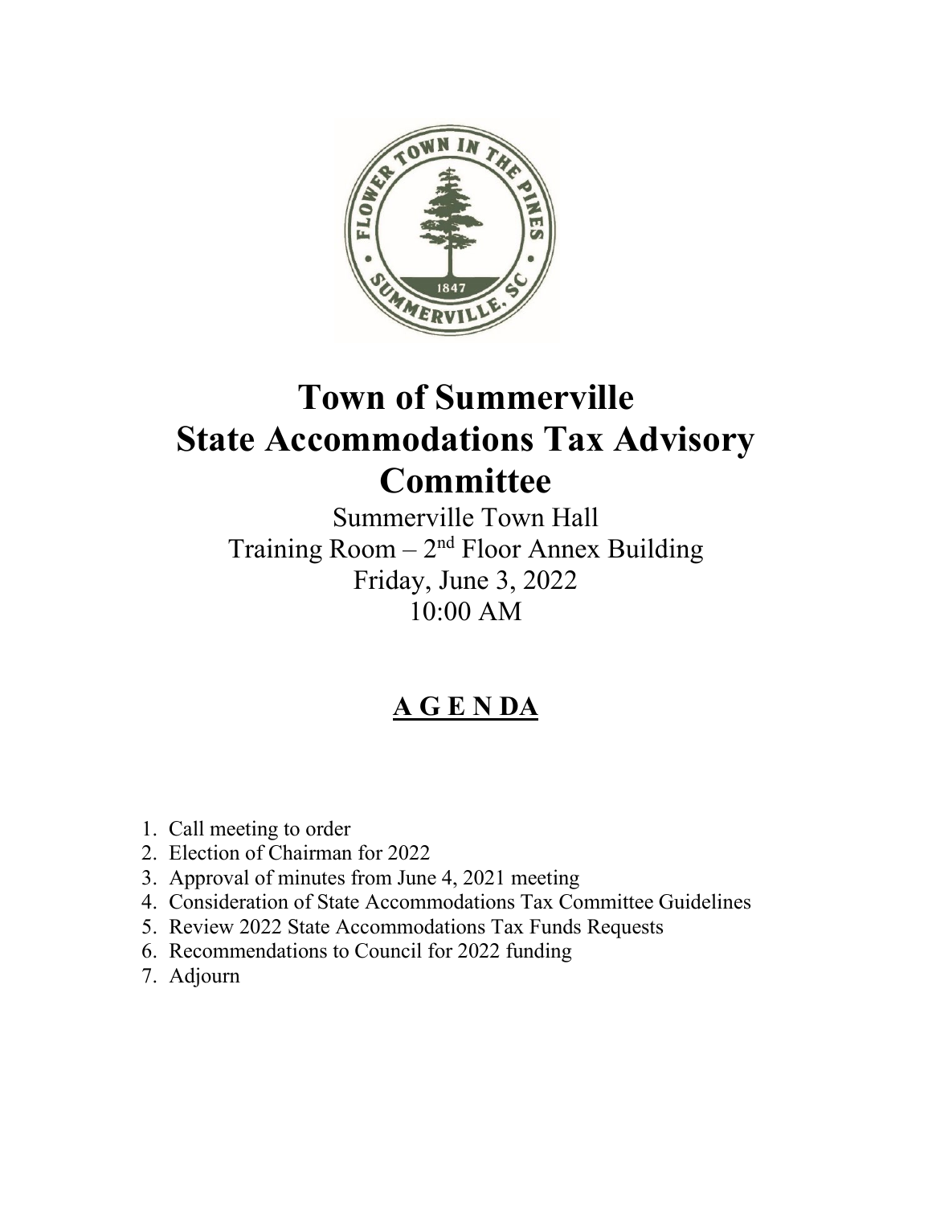# Town of Summerville
# State Accommodations Tax Advisory Committee

Summerville Town Hall
Training Room – 2nd Floor Annex Building
Friday, June 3, 2022
10:00 AM

## A G E N DA

1. Call meeting to order
2. Election of Chairman for 2022
3. Approval of minutes from June 4, 2021 meeting
4. Consideration of State Accommodations Tax Committee Guidelines
5. Review 2022 State Accommodations Tax Funds Requests
6. Recommendations to Council for 2022 funding
7. Adjourn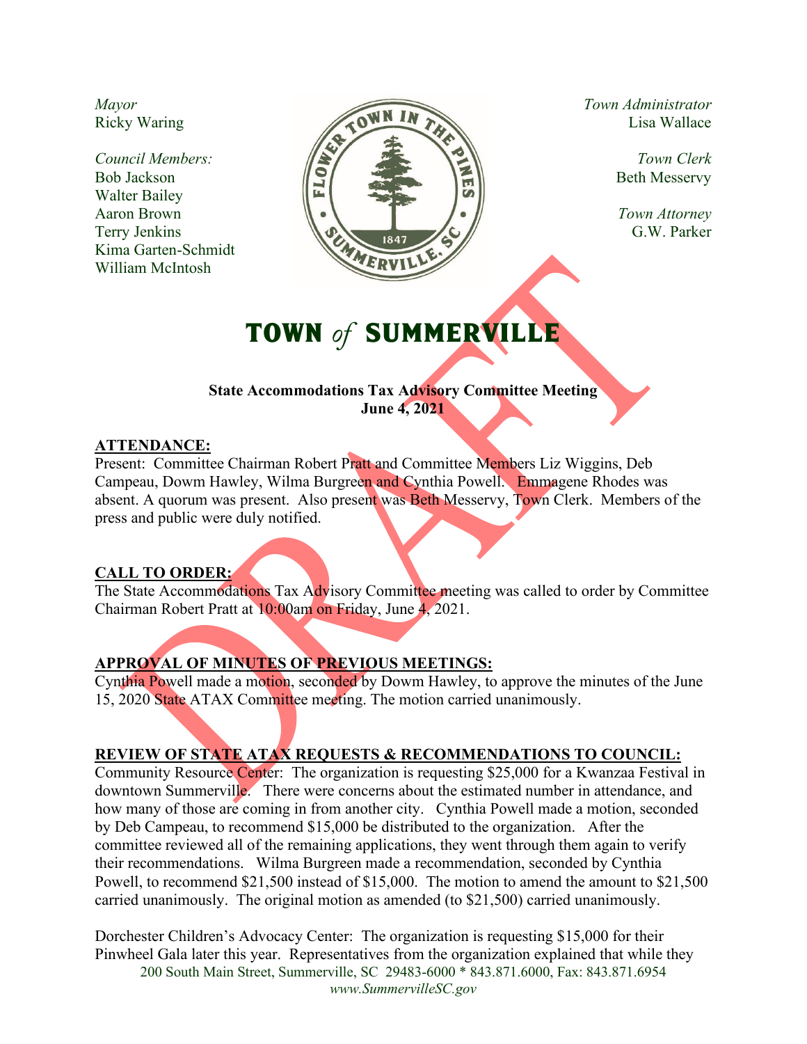Mayor
Ricky Waring

*Council Members:*
Bob Jackson
Walter Bailey
Aaron Brown
Terry Jenkins
Kima Garten-Schmidt
William McIntosh

*Town Administrator*
Lisa Wallace

*Town Clerk*
Beth Messervy

*Town Attorney*
G.W. Parker

# TOWN *of* SUMMERVILLE

**State Accommodations Tax Advisory Committee Meeting**
**June 4, 2021**

**ATTENDANCE:**
Present: Committee Chairman Robert Pratt and Committee Members Liz Wiggins, Deb Campeau, Dowm Hawley, Wilma Burgreen and Cynthia Powell. Emmagene Rhodes was absent. A quorum was present. Also present was Beth Messervy, Town Clerk. Members of the press and public were duly notified.

**CALL TO ORDER:**
The State Accommodations Tax Advisory Committee meeting was called to order by Committee Chairman Robert Pratt at 10:00am on Friday, June 4, 2021.

**APPROVAL OF MINUTES OF PREVIOUS MEETINGS:**
Cynthia Powell made a motion, seconded by Dowm Hawley, to approve the minutes of the June 15, 2020 State ATAX Committee meeting. The motion carried unanimously.

**REVIEW OF STATE ATAX REQUESTS & RECOMMENDATIONS TO COUNCIL:**
Community Resource Center: The organization is requesting $25,000 for a Kwanzaa Festival in downtown Summerville. There were concerns about the estimated number in attendance, and how many of those are coming in from another city. Cynthia Powell made a motion, seconded by Deb Campeau, to recommend $15,000 be distributed to the organization. After the committee reviewed all of the remaining applications, they went through them again to verify their recommendations. Wilma Burgreen made a recommendation, seconded by Cynthia Powell, to recommend $21,500 instead of $15,000. The motion to amend the amount to $21,500 carried unanimously. The original motion as amended (to $21,500) carried unanimously.

Dorchester Children's Advocacy Center: The organization is requesting $15,000 for their Pinwheel Gala later this year. Representatives from the organization explained that while they

200 South Main Street, Summerville, SC 29483-6000 * 843.871.6000, Fax: 843.871.6954
*www.SummervilleSC.gov*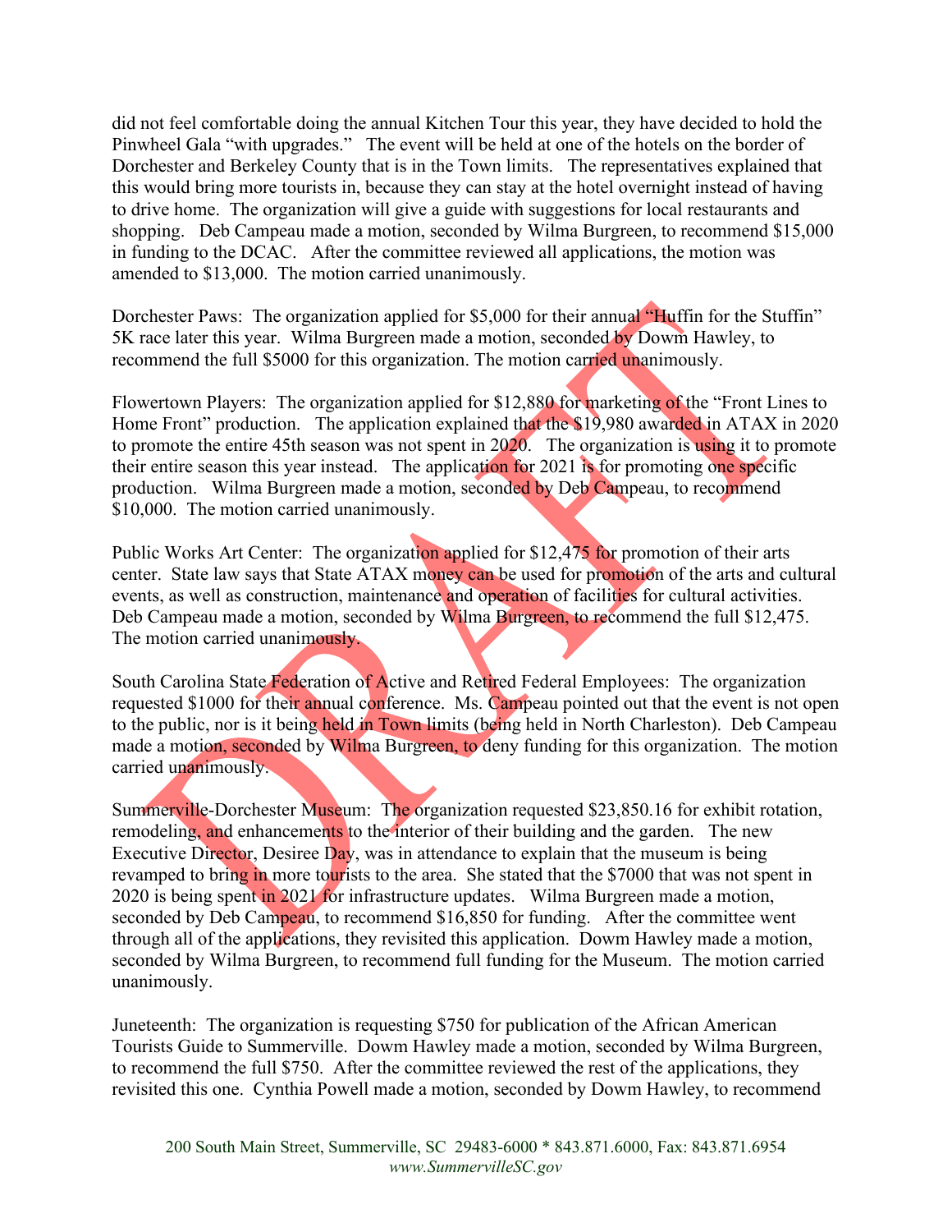did not feel comfortable doing the annual Kitchen Tour this year, they have decided to hold the Pinwheel Gala "with upgrades." The event will be held at one of the hotels on the border of Dorchester and Berkeley County that is in the Town limits. The representatives explained that this would bring more tourists in, because they can stay at the hotel overnight instead of having to drive home. The organization will give a guide with suggestions for local restaurants and shopping. Deb Campeau made a motion, seconded by Wilma Burgreen, to recommend $15,000 in funding to the DCAC. After the committee reviewed all applications, the motion was amended to $13,000. The motion carried unanimously.

Dorchester Paws: The organization applied for $5,000 for their annual "Huffin for the Stuffin" 5K race later this year. Wilma Burgreen made a motion, seconded by Dowm Hawley, to recommend the full $5000 for this organization. The motion carried unanimously.

Flowertown Players: The organization applied for $12,880 for marketing of the "Front Lines to Home Front" production. The application explained that the $19,980 awarded in ATAX in 2020 to promote the entire 45th season was not spent in 2020. The organization is using it to promote their entire season this year instead. The application for 2021 is for promoting one specific production. Wilma Burgreen made a motion, seconded by Deb Campeau, to recommend $10,000. The motion carried unanimously.

Public Works Art Center: The organization applied for $12,475 for promotion of their arts center. State law says that State ATAX money can be used for promotion of the arts and cultural events, as well as construction, maintenance and operation of facilities for cultural activities. Deb Campeau made a motion, seconded by Wilma Burgreen, to recommend the full $12,475. The motion carried unanimously.

South Carolina State Federation of Active and Retired Federal Employees: The organization requested $1000 for their annual conference. Ms. Campeau pointed out that the event is not open to the public, nor is it being held in Town limits (being held in North Charleston). Deb Campeau made a motion, seconded by Wilma Burgreen, to deny funding for this organization. The motion carried unanimously.

Summerville-Dorchester Museum: The organization requested $23,850.16 for exhibit rotation, remodeling, and enhancements to the interior of their building and the garden. The new Executive Director, Desiree Day, was in attendance to explain that the museum is being revamped to bring in more tourists to the area. She stated that the $7000 that was not spent in 2020 is being spent in 2021 for infrastructure updates. Wilma Burgreen made a motion, seconded by Deb Campeau, to recommend $16,850 for funding. After the committee went through all of the applications, they revisited this application. Dowm Hawley made a motion, seconded by Wilma Burgreen, to recommend full funding for the Museum. The motion carried unanimously.

Juneteenth: The organization is requesting $750 for publication of the African American Tourists Guide to Summerville. Dowm Hawley made a motion, seconded by Wilma Burgreen, to recommend the full $750. After the committee reviewed the rest of the applications, they revisited this one. Cynthia Powell made a motion, seconded by Dowm Hawley, to recommend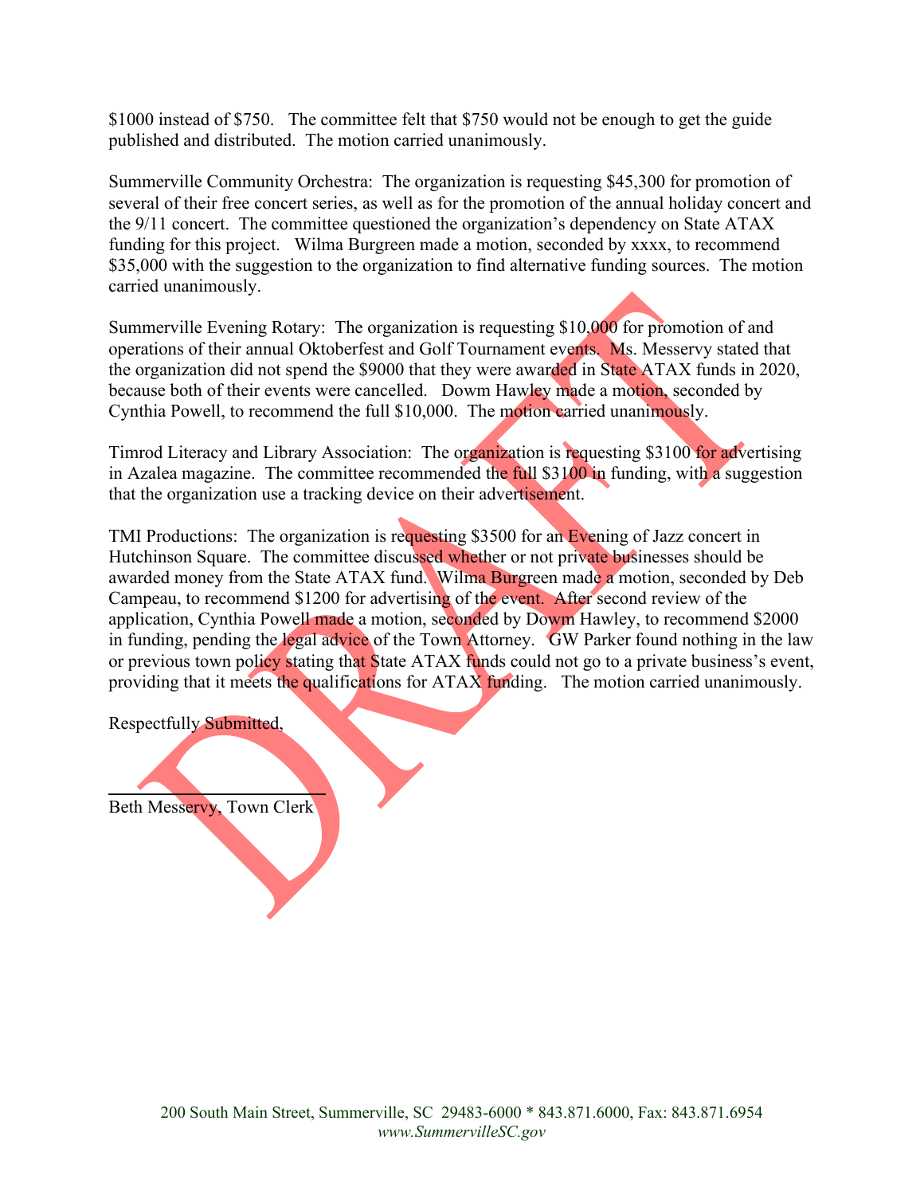$1000 instead of $750. The committee felt that $750 would not be enough to get the guide published and distributed. The motion carried unanimously.

Summerville Community Orchestra: The organization is requesting $45,300 for promotion of several of their free concert series, as well as for the promotion of the annual holiday concert and the 9/11 concert. The committee questioned the organization's dependency on State ATAX funding for this project. Wilma Burgreen made a motion, seconded by xxxx, to recommend $35,000 with the suggestion to the organization to find alternative funding sources. The motion carried unanimously.

Summerville Evening Rotary: The organization is requesting $10,000 for promotion of and operations of their annual Oktoberfest and Golf Tournament events. Ms. Messervy stated that the organization did not spend the $9000 that they were awarded in State ATAX funds in 2020, because both of their events were cancelled. Dowm Hawley made a motion, seconded by Cynthia Powell, to recommend the full $10,000. The motion carried unanimously.

Timrod Literacy and Library Association: The organization is requesting $3100 for advertising in Azalea magazine. The committee recommended the full $3100 in funding, with a suggestion that the organization use a tracking device on their advertisement.

TMI Productions: The organization is requesting $3500 for an Evening of Jazz concert in Hutchinson Square. The committee discussed whether or not private businesses should be awarded money from the State ATAX fund. Wilma Burgreen made a motion, seconded by Deb Campeau, to recommend $1200 for advertising of the event. After second review of the application, Cynthia Powell made a motion, seconded by Dowm Hawley, to recommend $2000 in funding, pending the legal advice of the Town Attorney. GW Parker found nothing in the law or previous town policy stating that State ATAX funds could not go to a private business's event, providing that it meets the qualifications for ATAX funding. The motion carried unanimously.

Respectfully Submitted,

\_\_\_\_\_\_\_\_\_\_\_\_\_\_\_\_\_\_\_\_\_\_\_\_\_\_\_\_

Beth Messervy, Town Clerk

DRAFT